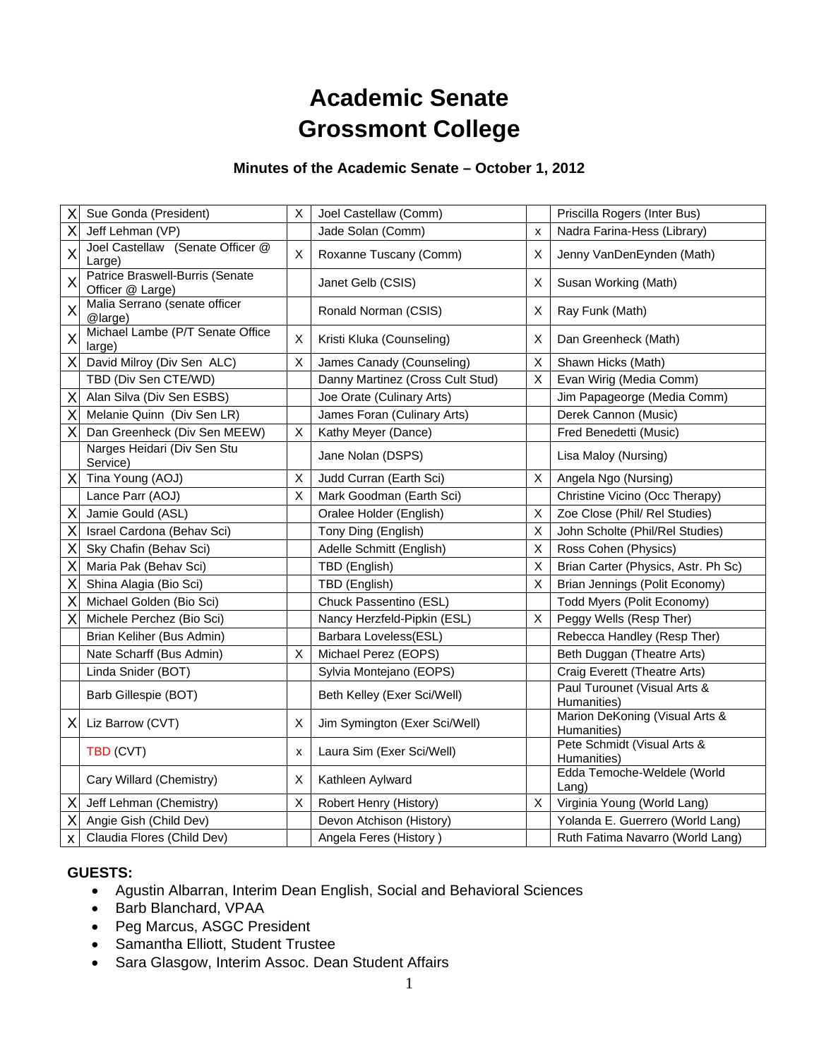# Academic Senate
# Grossmont College

### Minutes of the Academic Senate – October 1, 2012

| | | | | | |
|---|---|---|---|---|---|
| X | Sue Gonda (President) | X | Joel Castellaw (Comm) | | Priscilla Rogers (Inter Bus) |
| X | Jeff Lehman (VP) | | Jade Solan (Comm) | x | Nadra Farina-Hess (Library) |
| X | Joel Castellaw (Senate Officer @ Large) | X | Roxanne Tuscany (Comm) | X | Jenny VanDenEynden (Math) |
| X | Patrice Braswell-Burris (Senate Officer @ Large) | | Janet Gelb (CSIS) | X | Susan Working (Math) |
| X | Malia Serrano (senate officer @large) | | Ronald Norman (CSIS) | X | Ray Funk (Math) |
| X | Michael Lambe (P/T Senate Office large) | X | Kristi Kluka (Counseling) | X | Dan Greenheck (Math) |
| X | David Milroy (Div Sen ALC) | X | James Canady (Counseling) | X | Shawn Hicks (Math) |
| | TBD (Div Sen CTE/WD) | | Danny Martinez (Cross Cult Stud) | X | Evan Wirig (Media Comm) |
| X | Alan Silva (Div Sen ESBS) | | Joe Orate (Culinary Arts) | | Jim Papageorge (Media Comm) |
| X | Melanie Quinn (Div Sen LR) | | James Foran (Culinary Arts) | | Derek Cannon (Music) |
| X | Dan Greenheck (Div Sen MEEW) | X | Kathy Meyer (Dance) | | Fred Benedetti (Music) |
| | Narges Heidari (Div Sen Stu Service) | | Jane Nolan (DSPS) | | Lisa Maloy (Nursing) |
| X | Tina Young (AOJ) | X | Judd Curran (Earth Sci) | X | Angela Ngo (Nursing) |
| | Lance Parr (AOJ) | X | Mark Goodman (Earth Sci) | | Christine Vicino (Occ Therapy) |
| X | Jamie Gould (ASL) | | Oralee Holder (English) | X | Zoe Close (Phil/ Rel Studies) |
| X | Israel Cardona (Behav Sci) | | Tony Ding (English) | X | John Scholte (Phil/Rel Studies) |
| X | Sky Chafin (Behav Sci) | | Adelle Schmitt (English) | X | Ross Cohen (Physics) |
| X | Maria Pak (Behav Sci) | | TBD (English) | X | Brian Carter (Physics, Astr. Ph Sc) |
| X | Shina Alagia (Bio Sci) | | TBD (English) | X | Brian Jennings (Polit Economy) |
| X | Michael Golden (Bio Sci) | | Chuck Passentino (ESL) | | Todd Myers (Polit Economy) |
| X | Michele Perchez (Bio Sci) | | Nancy Herzfeld-Pipkin (ESL) | X | Peggy Wells (Resp Ther) |
| | Brian Keliher (Bus Admin) | | Barbara Loveless(ESL) | | Rebecca Handley (Resp Ther) |
| | Nate Scharff (Bus Admin) | X | Michael Perez (EOPS) | | Beth Duggan (Theatre Arts) |
| | Linda Snider (BOT) | | Sylvia Montejano (EOPS) | | Craig Everett (Theatre Arts) |
| | Barb Gillespie (BOT) | | Beth Kelley (Exer Sci/Well) | | Paul Turounet (Visual Arts & Humanities) |
| X | Liz Barrow (CVT) | X | Jim Symington (Exer Sci/Well) | | Marion DeKoning (Visual Arts & Humanities) |
| | TBD (CVT) | x | Laura Sim (Exer Sci/Well) | | Pete Schmidt (Visual Arts & Humanities) |
| | Cary Willard (Chemistry) | X | Kathleen Aylward | | Edda Temoche-Weldele (World Lang) |
| X | Jeff Lehman (Chemistry) | X | Robert Henry (History) | X | Virginia Young (World Lang) |
| X | Angie Gish (Child Dev) | | Devon Atchison (History) | | Yolanda E. Guerrero (World Lang) |
| x | Claudia Flores (Child Dev) | | Angela Feres (History ) | | Ruth Fatima Navarro (World Lang) |

**GUESTS:**

- Agustin Albarran, Interim Dean English, Social and Behavioral Sciences
- Barb Blanchard, VPAA
- Peg Marcus, ASGC President
- Samantha Elliott, Student Trustee
- Sara Glasgow, Interim Assoc. Dean Student Affairs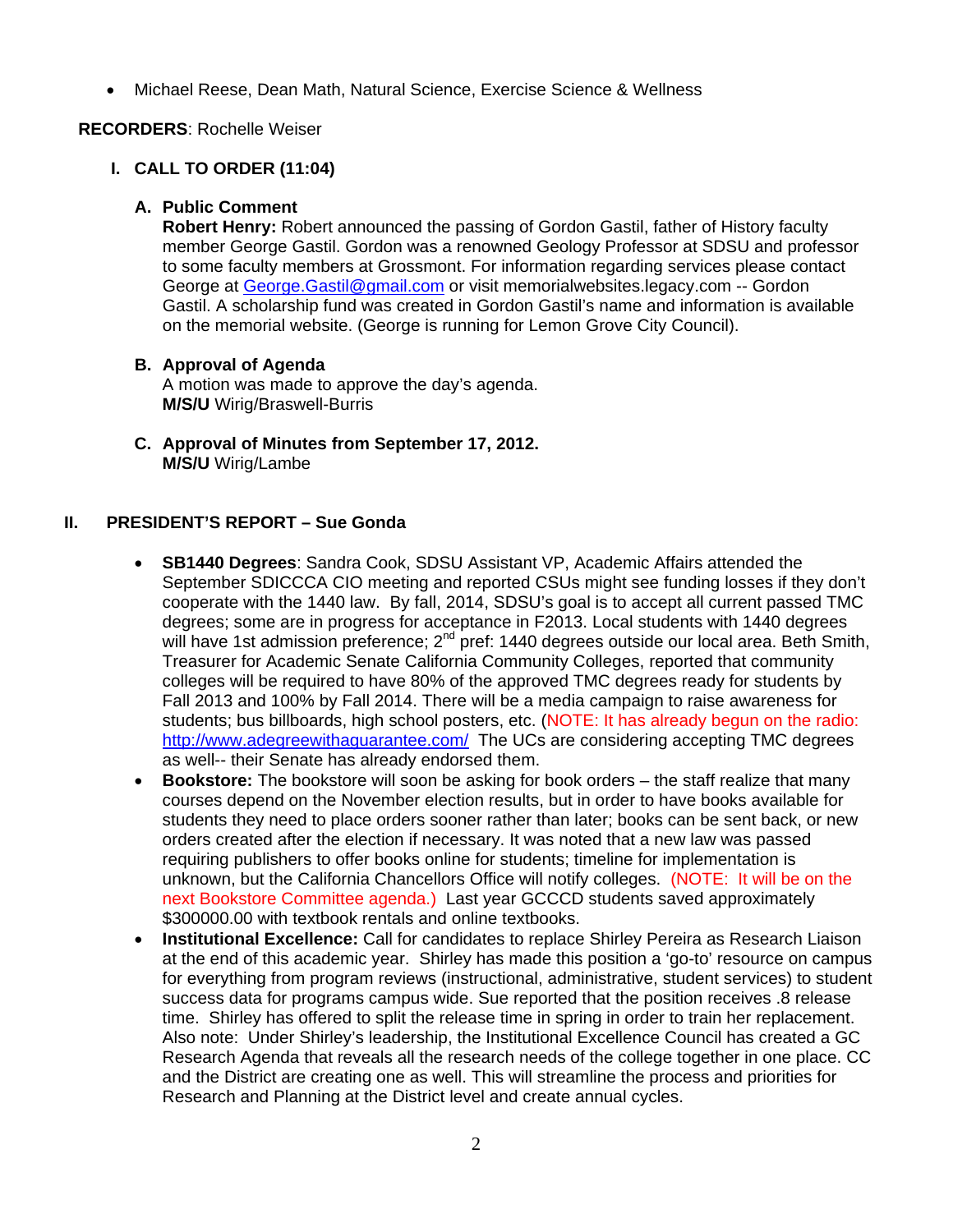- Michael Reese, Dean Math, Natural Science, Exercise Science & Wellness

**RECORDERS**: Rochelle Weiser

## I. CALL TO ORDER (11:04)

### A. Public Comment

**Robert Henry:** Robert announced the passing of Gordon Gastil, father of History faculty member George Gastil. Gordon was a renowned Geology Professor at SDSU and professor to some faculty members at Grossmont. For information regarding services please contact George at George.Gastil@gmail.com or visit memorialwebsites.legacy.com -- Gordon Gastil. A scholarship fund was created in Gordon Gastil's name and information is available on the memorial website. (George is running for Lemon Grove City Council).

### B. Approval of Agenda

A motion was made to approve the day's agenda.
**M/S/U** Wirig/Braswell-Burris

### C. Approval of Minutes from September 17, 2012.

**M/S/U** Wirig/Lambe

## II. PRESIDENT'S REPORT – Sue Gonda

- **SB1440 Degrees**: Sandra Cook, SDSU Assistant VP, Academic Affairs attended the September SDICCCA CIO meeting and reported CSUs might see funding losses if they don't cooperate with the 1440 law. By fall, 2014, SDSU's goal is to accept all current passed TMC degrees; some are in progress for acceptance in F2013. Local students with 1440 degrees will have 1st admission preference; 2nd pref: 1440 degrees outside our local area. Beth Smith, Treasurer for Academic Senate California Community Colleges, reported that community colleges will be required to have 80% of the approved TMC degrees ready for students by Fall 2013 and 100% by Fall 2014. There will be a media campaign to raise awareness for students; bus billboards, high school posters, etc. (NOTE: It has already begun on the radio: http://www.adegreewithaguarantee.com/ The UCs are considering accepting TMC degrees as well-- their Senate has already endorsed them.
- **Bookstore:** The bookstore will soon be asking for book orders – the staff realize that many courses depend on the November election results, but in order to have books available for students they need to place orders sooner rather than later; books can be sent back, or new orders created after the election if necessary. It was noted that a new law was passed requiring publishers to offer books online for students; timeline for implementation is unknown, but the California Chancellors Office will notify colleges. (NOTE: It will be on the next Bookstore Committee agenda.) Last year GCCCD students saved approximately $300000.00 with textbook rentals and online textbooks.
- **Institutional Excellence:** Call for candidates to replace Shirley Pereira as Research Liaison at the end of this academic year. Shirley has made this position a 'go-to' resource on campus for everything from program reviews (instructional, administrative, student services) to student success data for programs campus wide. Sue reported that the position receives .8 release time. Shirley has offered to split the release time in spring in order to train her replacement. Also note: Under Shirley's leadership, the Institutional Excellence Council has created a GC Research Agenda that reveals all the research needs of the college together in one place. CC and the District are creating one as well. This will streamline the process and priorities for Research and Planning at the District level and create annual cycles.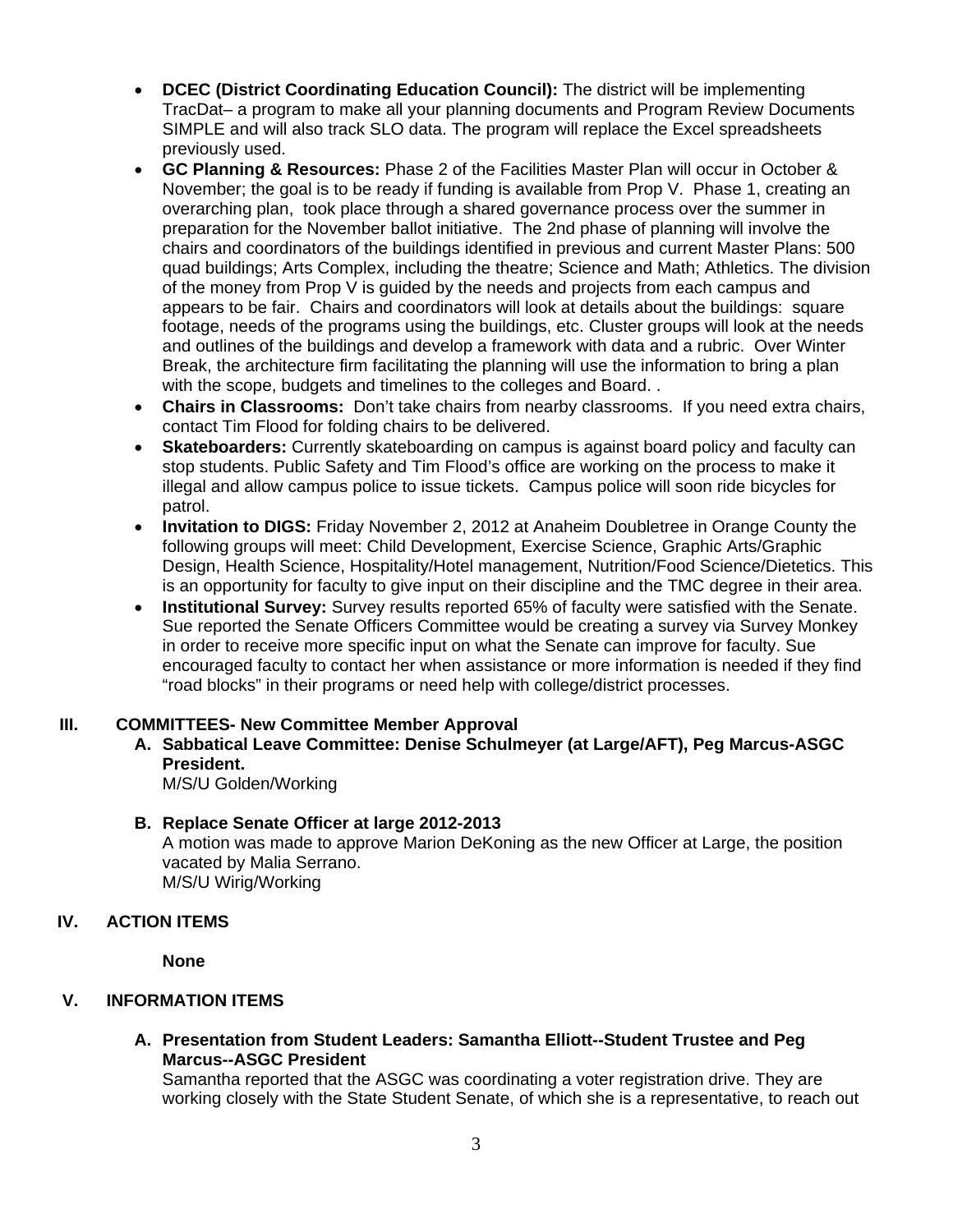- **DCEC (District Coordinating Education Council):** The district will be implementing TracDat– a program to make all your planning documents and Program Review Documents SIMPLE and will also track SLO data. The program will replace the Excel spreadsheets previously used.
- **GC Planning & Resources:** Phase 2 of the Facilities Master Plan will occur in October & November; the goal is to be ready if funding is available from Prop V. Phase 1, creating an overarching plan, took place through a shared governance process over the summer in preparation for the November ballot initiative. The 2nd phase of planning will involve the chairs and coordinators of the buildings identified in previous and current Master Plans: 500 quad buildings; Arts Complex, including the theatre; Science and Math; Athletics. The division of the money from Prop V is guided by the needs and projects from each campus and appears to be fair. Chairs and coordinators will look at details about the buildings: square footage, needs of the programs using the buildings, etc. Cluster groups will look at the needs and outlines of the buildings and develop a framework with data and a rubric. Over Winter Break, the architecture firm facilitating the planning will use the information to bring a plan with the scope, budgets and timelines to the colleges and Board. .
- **Chairs in Classrooms:** Don't take chairs from nearby classrooms. If you need extra chairs, contact Tim Flood for folding chairs to be delivered.
- **Skateboarders:** Currently skateboarding on campus is against board policy and faculty can stop students. Public Safety and Tim Flood's office are working on the process to make it illegal and allow campus police to issue tickets. Campus police will soon ride bicycles for patrol.
- **Invitation to DIGS:** Friday November 2, 2012 at Anaheim Doubletree in Orange County the following groups will meet: Child Development, Exercise Science, Graphic Arts/Graphic Design, Health Science, Hospitality/Hotel management, Nutrition/Food Science/Dietetics. This is an opportunity for faculty to give input on their discipline and the TMC degree in their area.
- **Institutional Survey:** Survey results reported 65% of faculty were satisfied with the Senate. Sue reported the Senate Officers Committee would be creating a survey via Survey Monkey in order to receive more specific input on what the Senate can improve for faculty. Sue encouraged faculty to contact her when assistance or more information is needed if they find "road blocks" in their programs or need help with college/district processes.

## III. COMMITTEES- New Committee Member Approval

**A. Sabbatical Leave Committee: Denise Schulmeyer (at Large/AFT), Peg Marcus-ASGC President.**

M/S/U Golden/Working

**B. Replace Senate Officer at large 2012-2013**

A motion was made to approve Marion DeKoning as the new Officer at Large, the position vacated by Malia Serrano.

M/S/U Wirig/Working

## IV. ACTION ITEMS

**None**

## V. INFORMATION ITEMS

**A. Presentation from Student Leaders: Samantha Elliott--Student Trustee and Peg Marcus--ASGC President**

Samantha reported that the ASGC was coordinating a voter registration drive. They are working closely with the State Student Senate, of which she is a representative, to reach out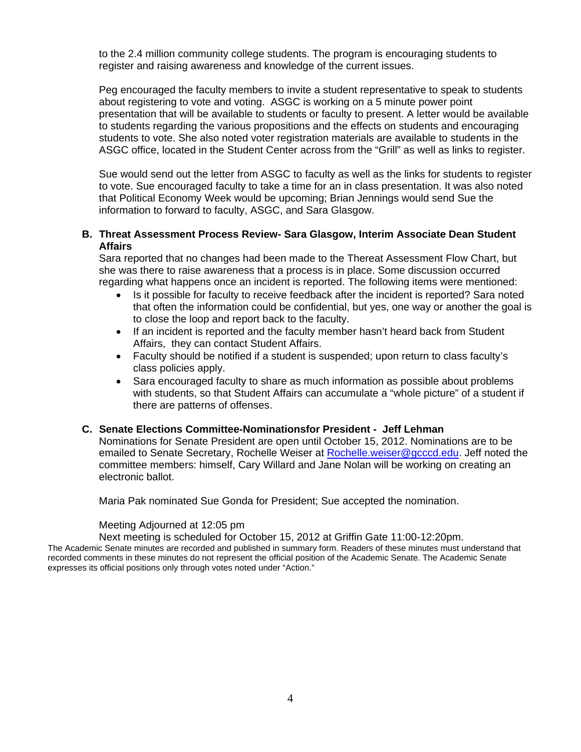to the 2.4 million community college students. The program is encouraging students to register and raising awareness and knowledge of the current issues.

Peg encouraged the faculty members to invite a student representative to speak to students about registering to vote and voting. ASGC is working on a 5 minute power point presentation that will be available to students or faculty to present. A letter would be available to students regarding the various propositions and the effects on students and encouraging students to vote. She also noted voter registration materials are available to students in the ASGC office, located in the Student Center across from the "Grill" as well as links to register.

Sue would send out the letter from ASGC to faculty as well as the links for students to register to vote. Sue encouraged faculty to take a time for an in class presentation. It was also noted that Political Economy Week would be upcoming; Brian Jennings would send Sue the information to forward to faculty, ASGC, and Sara Glasgow.

**B. Threat Assessment Process Review- Sara Glasgow, Interim Associate Dean Student Affairs**

Sara reported that no changes had been made to the Thereat Assessment Flow Chart, but she was there to raise awareness that a process is in place. Some discussion occurred regarding what happens once an incident is reported. The following items were mentioned:

- Is it possible for faculty to receive feedback after the incident is reported? Sara noted that often the information could be confidential, but yes, one way or another the goal is to close the loop and report back to the faculty.
- If an incident is reported and the faculty member hasn't heard back from Student Affairs, they can contact Student Affairs.
- Faculty should be notified if a student is suspended; upon return to class faculty's class policies apply.
- Sara encouraged faculty to share as much information as possible about problems with students, so that Student Affairs can accumulate a "whole picture" of a student if there are patterns of offenses.

**C. Senate Elections Committee-Nominationsfor President - Jeff Lehman**

Nominations for Senate President are open until October 15, 2012. Nominations are to be emailed to Senate Secretary, Rochelle Weiser at Rochelle.weiser@gcccd.edu. Jeff noted the committee members: himself, Cary Willard and Jane Nolan will be working on creating an electronic ballot.

Maria Pak nominated Sue Gonda for President; Sue accepted the nomination.

Meeting Adjourned at 12:05 pm

Next meeting is scheduled for October 15, 2012 at Griffin Gate 11:00-12:20pm.

The Academic Senate minutes are recorded and published in summary form. Readers of these minutes must understand that recorded comments in these minutes do not represent the official position of the Academic Senate. The Academic Senate expresses its official positions only through votes noted under "Action."